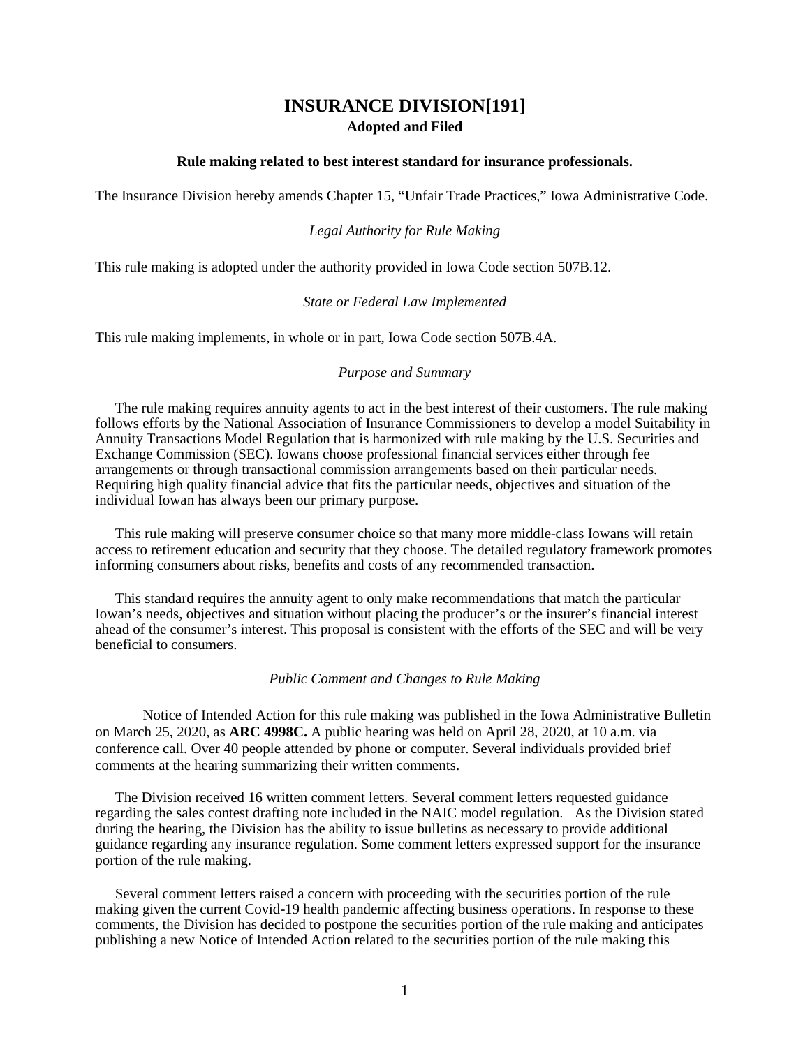# INSURANCE DIVISION[191]

## Adopted and Filed

**Rule making related to best interest standard for insurance professionals.**

The Insurance Division hereby amends Chapter 15, "Unfair Trade Practices," Iowa Administrative Code.

*Legal Authority for Rule Making*

This rule making is adopted under the authority provided in Iowa Code section 507B.12.

*State or Federal Law Implemented*

This rule making implements, in whole or in part, Iowa Code section 507B.4A.

*Purpose and Summary*

The rule making requires annuity agents to act in the best interest of their customers. The rule making follows efforts by the National Association of Insurance Commissioners to develop a model Suitability in Annuity Transactions Model Regulation that is harmonized with rule making by the U.S. Securities and Exchange Commission (SEC). Iowans choose professional financial services either through fee arrangements or through transactional commission arrangements based on their particular needs. Requiring high quality financial advice that fits the particular needs, objectives and situation of the individual Iowan has always been our primary purpose.

This rule making will preserve consumer choice so that many more middle-class Iowans will retain access to retirement education and security that they choose. The detailed regulatory framework promotes informing consumers about risks, benefits and costs of any recommended transaction.

This standard requires the annuity agent to only make recommendations that match the particular Iowan's needs, objectives and situation without placing the producer's or the insurer's financial interest ahead of the consumer's interest. This proposal is consistent with the efforts of the SEC and will be very beneficial to consumers.

*Public Comment and Changes to Rule Making*

Notice of Intended Action for this rule making was published in the Iowa Administrative Bulletin on March 25, 2020, as **ARC 4998C.** A public hearing was held on April 28, 2020, at 10 a.m. via conference call. Over 40 people attended by phone or computer. Several individuals provided brief comments at the hearing summarizing their written comments.

The Division received 16 written comment letters. Several comment letters requested guidance regarding the sales contest drafting note included in the NAIC model regulation. As the Division stated during the hearing, the Division has the ability to issue bulletins as necessary to provide additional guidance regarding any insurance regulation. Some comment letters expressed support for the insurance portion of the rule making.

Several comment letters raised a concern with proceeding with the securities portion of the rule making given the current Covid-19 health pandemic affecting business operations. In response to these comments, the Division has decided to postpone the securities portion of the rule making and anticipates publishing a new Notice of Intended Action related to the securities portion of the rule making this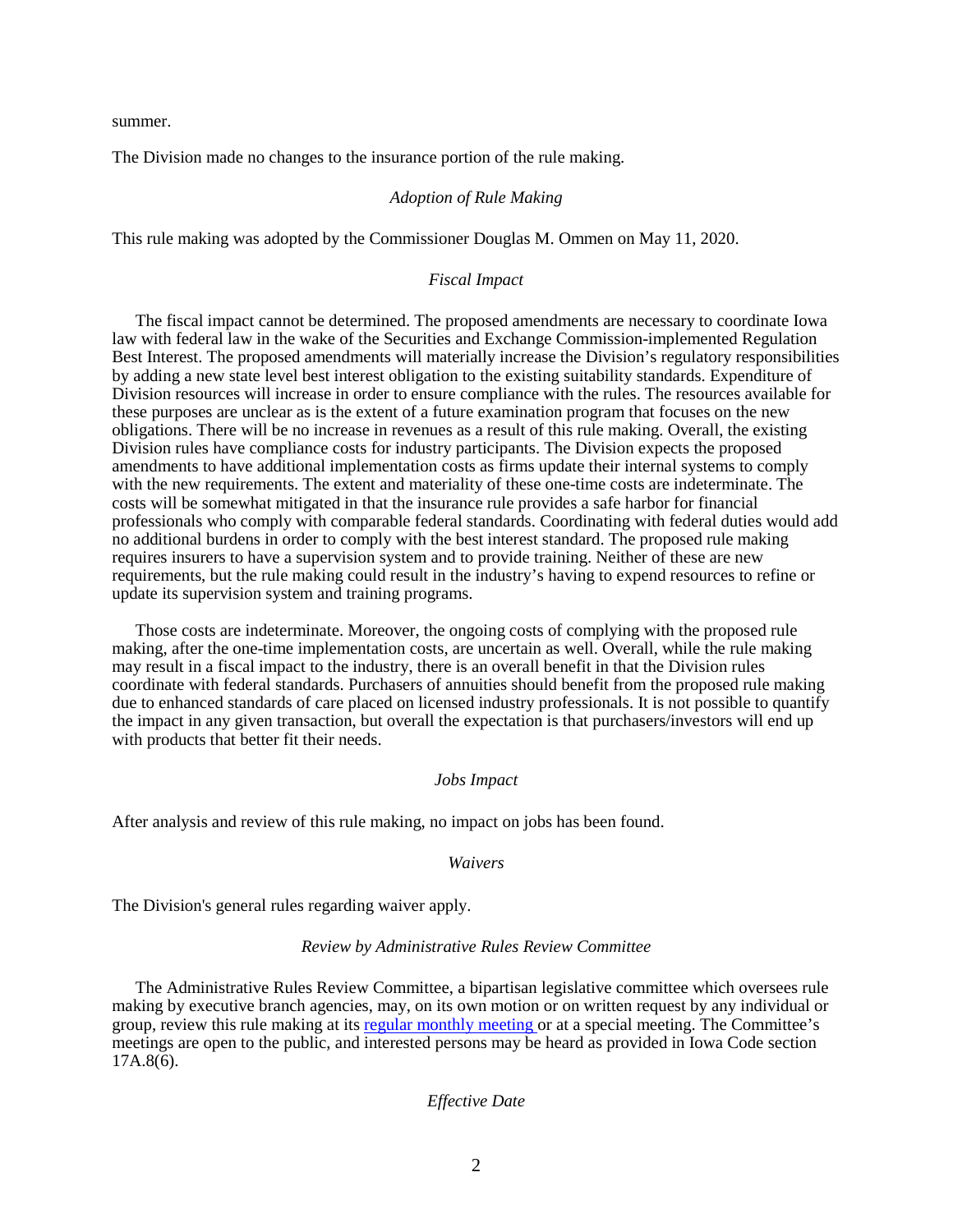summer.

The Division made no changes to the insurance portion of the rule making.

*Adoption of Rule Making*

This rule making was adopted by the Commissioner Douglas M. Ommen on May 11, 2020.

*Fiscal Impact*

The fiscal impact cannot be determined. The proposed amendments are necessary to coordinate Iowa law with federal law in the wake of the Securities and Exchange Commission-implemented Regulation Best Interest. The proposed amendments will materially increase the Division's regulatory responsibilities by adding a new state level best interest obligation to the existing suitability standards. Expenditure of Division resources will increase in order to ensure compliance with the rules. The resources available for these purposes are unclear as is the extent of a future examination program that focuses on the new obligations. There will be no increase in revenues as a result of this rule making. Overall, the existing Division rules have compliance costs for industry participants. The Division expects the proposed amendments to have additional implementation costs as firms update their internal systems to comply with the new requirements. The extent and materiality of these one-time costs are indeterminate. The costs will be somewhat mitigated in that the insurance rule provides a safe harbor for financial professionals who comply with comparable federal standards. Coordinating with federal duties would add no additional burdens in order to comply with the best interest standard. The proposed rule making requires insurers to have a supervision system and to provide training. Neither of these are new requirements, but the rule making could result in the industry's having to expend resources to refine or update its supervision system and training programs.

Those costs are indeterminate. Moreover, the ongoing costs of complying with the proposed rule making, after the one-time implementation costs, are uncertain as well. Overall, while the rule making may result in a fiscal impact to the industry, there is an overall benefit in that the Division rules coordinate with federal standards. Purchasers of annuities should benefit from the proposed rule making due to enhanced standards of care placed on licensed industry professionals. It is not possible to quantify the impact in any given transaction, but overall the expectation is that purchasers/investors will end up with products that better fit their needs.

*Jobs Impact*

After analysis and review of this rule making, no impact on jobs has been found.

*Waivers*

The Division's general rules regarding waiver apply.

*Review by Administrative Rules Review Committee*

The Administrative Rules Review Committee, a bipartisan legislative committee which oversees rule making by executive branch agencies, may, on its own motion or on written request by any individual or group, review this rule making at its regular monthly meeting or at a special meeting. The Committee's meetings are open to the public, and interested persons may be heard as provided in Iowa Code section 17A.8(6).

*Effective Date*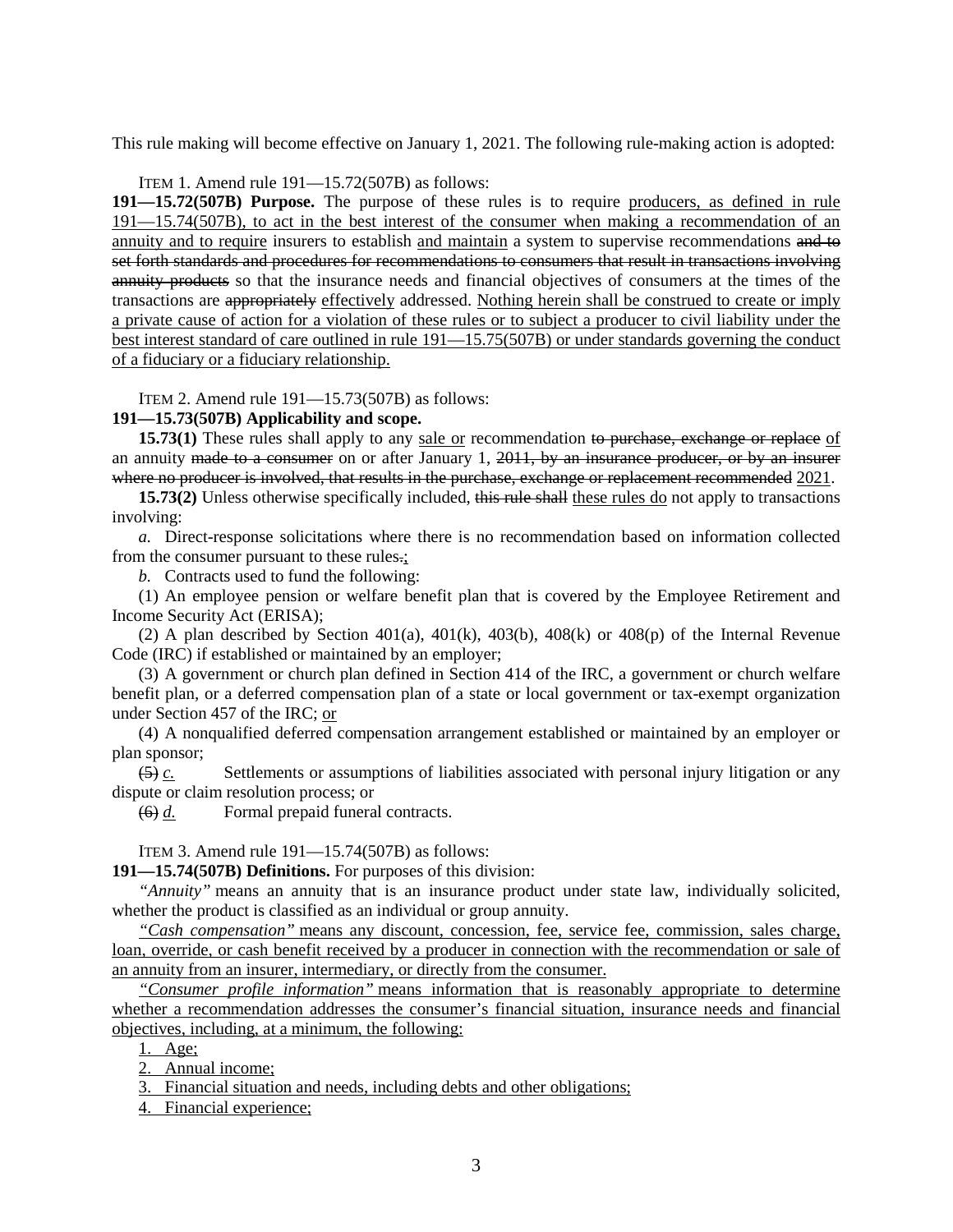This rule making will become effective on January 1, 2021. The following rule-making action is adopted:

ITEM 1. Amend rule 191—15.72(507B) as follows:

**191—15.72(507B) Purpose.** The purpose of these rules is to require <u>producers, as defined in rule 191—15.74(507B), to act in the best interest of the consumer when making a recommendation of an annuity and to require</u> insurers to establish <u>and maintain</u> a system to supervise recommendations ~~and to set forth standards and procedures for recommendations to consumers that result in transactions involving annuity products~~ so that the insurance needs and financial objectives of consumers at the times of the transactions are ~~appropriately~~ <u>effectively</u> addressed. <u>Nothing herein shall be construed to create or imply a private cause of action for a violation of these rules or to subject a producer to civil liability under the best interest standard of care outlined in rule 191—15.75(507B) or under standards governing the conduct of a fiduciary or a fiduciary relationship.</u>

ITEM 2. Amend rule 191—15.73(507B) as follows:

**191—15.73(507B) Applicability and scope.**

**15.73(1)** These rules shall apply to any <u>sale or</u> recommendation ~~to purchase, exchange or replace~~ <u>of</u> an annuity ~~made to a consumer~~ on or after January 1, ~~2011, by an insurance producer, or by an insurer where no producer is involved, that results in the purchase, exchange or replacement recommended~~ <u>2021</u>.

**15.73(2)** Unless otherwise specifically included, ~~this rule shall~~ <u>these rules do</u> not apply to transactions involving:

*a.* Direct-response solicitations where there is no recommendation based on information collected from the consumer pursuant to these rules~~.~~<u>;</u>

*b.* Contracts used to fund the following:

(1) An employee pension or welfare benefit plan that is covered by the Employee Retirement and Income Security Act (ERISA);

(2) A plan described by Section 401(a), 401(k), 403(b), 408(k) or 408(p) of the Internal Revenue Code (IRC) if established or maintained by an employer;

(3) A government or church plan defined in Section 414 of the IRC, a government or church welfare benefit plan, or a deferred compensation plan of a state or local government or tax-exempt organization under Section 457 of the IRC; <u>or</u>

(4) A nonqualified deferred compensation arrangement established or maintained by an employer or plan sponsor;

~~(5)~~ <u>*c.*</u> Settlements or assumptions of liabilities associated with personal injury litigation or any dispute or claim resolution process; or

~~(6)~~ <u>*d.*</u> Formal prepaid funeral contracts.

ITEM 3. Amend rule 191—15.74(507B) as follows:

**191—15.74(507B) Definitions.** For purposes of this division:

*"Annuity"* means an annuity that is an insurance product under state law, individually solicited, whether the product is classified as an individual or group annuity.

<u>*"Cash compensation"* means any discount, concession, fee, service fee, commission, sales charge, loan, override, or cash benefit received by a producer in connection with the recommendation or sale of an annuity from an insurer, intermediary, or directly from the consumer.</u>

<u>*"Consumer profile information"* means information that is reasonably appropriate to determine whether a recommendation addresses the consumer's financial situation, insurance needs and financial objectives, including, at a minimum, the following:</u>

<u>1. Age;</u>

<u>2. Annual income;</u>

<u>3. Financial situation and needs, including debts and other obligations;</u>

<u>4. Financial experience;</u>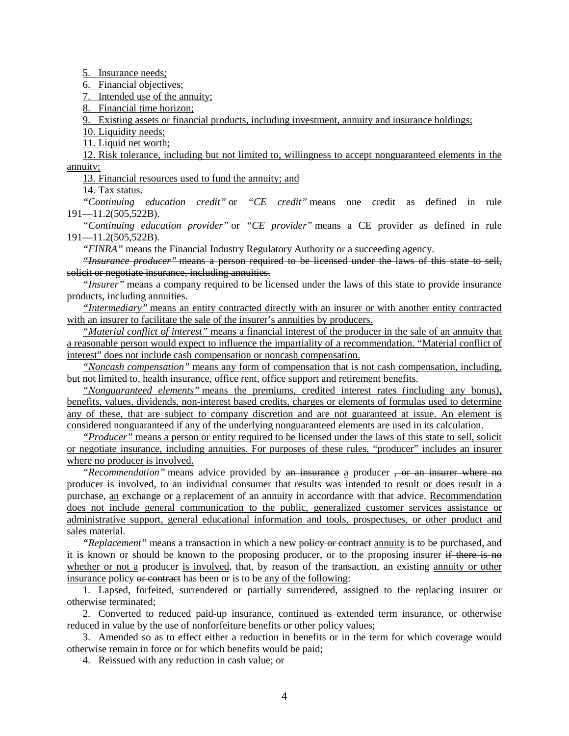5. Insurance needs;

6. Financial objectives;

7. Intended use of the annuity;

8. Financial time horizon;

9. Existing assets or financial products, including investment, annuity and insurance holdings;

10. Liquidity needs;

11. Liquid net worth;

12. Risk tolerance, including but not limited to, willingness to accept nonguaranteed elements in the annuity;

13. Financial resources used to fund the annuity; and

14. Tax status.

*"Continuing education credit"* or *"CE credit"* means one credit as defined in rule 191—11.2(505,522B).

*"Continuing education provider"* or *"CE provider"* means a CE provider as defined in rule 191—11.2(505,522B).

*"FINRA"* means the Financial Industry Regulatory Authority or a succeeding agency.

~~*"Insurance producer"* means a person required to be licensed under the laws of this state to sell, solicit or negotiate insurance, including annuities.~~

*"Insurer"* means a company required to be licensed under the laws of this state to provide insurance products, including annuities.

*"Intermediary"* means an entity contracted directly with an insurer or with another entity contracted with an insurer to facilitate the sale of the insurer's annuities by producers.

*"Material conflict of interest"* means a financial interest of the producer in the sale of an annuity that a reasonable person would expect to influence the impartiality of a recommendation. "Material conflict of interest" does not include cash compensation or noncash compensation.

*"Noncash compensation"* means any form of compensation that is not cash compensation, including, but not limited to, health insurance, office rent, office support and retirement benefits.

*"Nonguaranteed elements"* means the premiums, credited interest rates (including any bonus), benefits, values, dividends, non-interest based credits, charges or elements of formulas used to determine any of these, that are subject to company discretion and are not guaranteed at issue. An element is considered nonguaranteed if any of the underlying nonguaranteed elements are used in its calculation.

*"Producer"* means a person or entity required to be licensed under the laws of this state to sell, solicit or negotiate insurance, including annuities. For purposes of these rules, "producer" includes an insurer where no producer is involved.

*"Recommendation"* means advice provided by ~~an insurance~~ a producer ~~, or an insurer where no producer is involved,~~ to an individual consumer that ~~results~~ was intended to result or does result in a purchase, an exchange or a replacement of an annuity in accordance with that advice. Recommendation does not include general communication to the public, generalized customer services assistance or administrative support, general educational information and tools, prospectuses, or other product and sales material.

*"Replacement"* means a transaction in which a new ~~policy or contract~~ annuity is to be purchased, and it is known or should be known to the proposing producer, or to the proposing insurer ~~if there is no~~ whether or not a producer is involved, that, by reason of the transaction, an existing annuity or other insurance policy ~~or contract~~ has been or is to be any of the following:

1. Lapsed, forfeited, surrendered or partially surrendered, assigned to the replacing insurer or otherwise terminated;

2. Converted to reduced paid-up insurance, continued as extended term insurance, or otherwise reduced in value by the use of nonforfeiture benefits or other policy values;

3. Amended so as to effect either a reduction in benefits or in the term for which coverage would otherwise remain in force or for which benefits would be paid;

4. Reissued with any reduction in cash value; or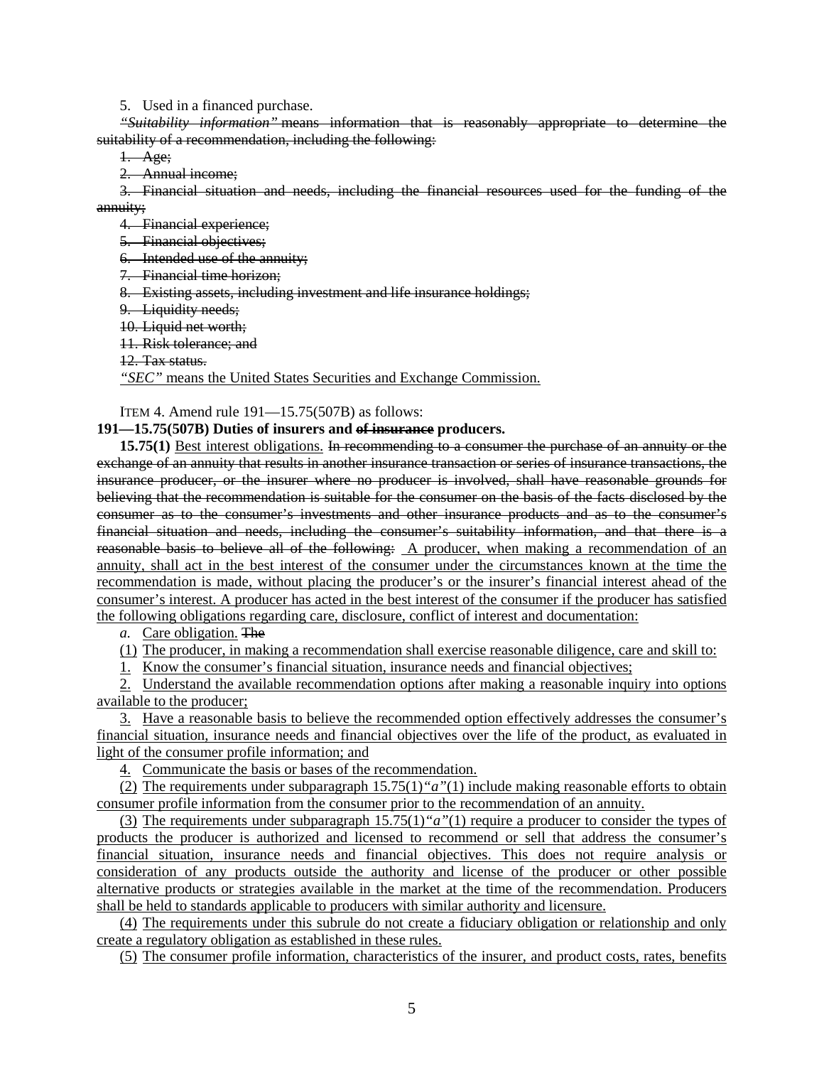5. Used in a financed purchase.

~~*"Suitability information"* means information that is reasonably appropriate to determine the suitability of a recommendation, including the following:~~

~~1. Age;~~

~~2. Annual income;~~

~~3. Financial situation and needs, including the financial resources used for the funding of the annuity;~~

~~4. Financial experience;~~

~~5. Financial objectives;~~

~~6. Intended use of the annuity;~~

~~7. Financial time horizon;~~

~~8. Existing assets, including investment and life insurance holdings;~~

~~9. Liquidity needs;~~

~~10. Liquid net worth;~~

~~11. Risk tolerance; and~~

~~12. Tax status.~~

<u>*"SEC"* means the United States Securities and Exchange Commission.</u>

ITEM 4. Amend rule 191—15.75(507B) as follows:

**191—15.75(507B) Duties of insurers and ~~of insurance~~ producers.**

**15.75(1)** <u>Best interest obligations.</u> ~~In recommending to a consumer the purchase of an annuity or the exchange of an annuity that results in another insurance transaction or series of insurance transactions, the insurance producer, or the insurer where no producer is involved, shall have reasonable grounds for believing that the recommendation is suitable for the consumer on the basis of the facts disclosed by the consumer as to the consumer's investments and other insurance products and as to the consumer's financial situation and needs, including the consumer's suitability information, and that there is a reasonable basis to believe all of the following:~~ <u>A producer, when making a recommendation of an annuity, shall act in the best interest of the consumer under the circumstances known at the time the recommendation is made, without placing the producer's or the insurer's financial interest ahead of the consumer's interest. A producer has acted in the best interest of the consumer if the producer has satisfied the following obligations regarding care, disclosure, conflict of interest and documentation:</u>

*a.* <u>Care obligation.</u> ~~The~~

<u>(1) The producer, in making a recommendation shall exercise reasonable diligence, care and skill to:</u>

<u>1. Know the consumer's financial situation, insurance needs and financial objectives;</u>

<u>2. Understand the available recommendation options after making a reasonable inquiry into options available to the producer;</u>

<u>3. Have a reasonable basis to believe the recommended option effectively addresses the consumer's financial situation, insurance needs and financial objectives over the life of the product, as evaluated in light of the consumer profile information; and</u>

<u>4. Communicate the basis or bases of the recommendation.</u>

<u>(2) The requirements under subparagraph 15.75(1)*"a"*(1) include making reasonable efforts to obtain consumer profile information from the consumer prior to the recommendation of an annuity.</u>

<u>(3) The requirements under subparagraph 15.75(1)*"a"*(1) require a producer to consider the types of products the producer is authorized and licensed to recommend or sell that address the consumer's financial situation, insurance needs and financial objectives. This does not require analysis or consideration of any products outside the authority and license of the producer or other possible alternative products or strategies available in the market at the time of the recommendation. Producers shall be held to standards applicable to producers with similar authority and licensure.</u>

<u>(4) The requirements under this subrule do not create a fiduciary obligation or relationship and only create a regulatory obligation as established in these rules.</u>

<u>(5) The consumer profile information, characteristics of the insurer, and product costs, rates, benefits</u>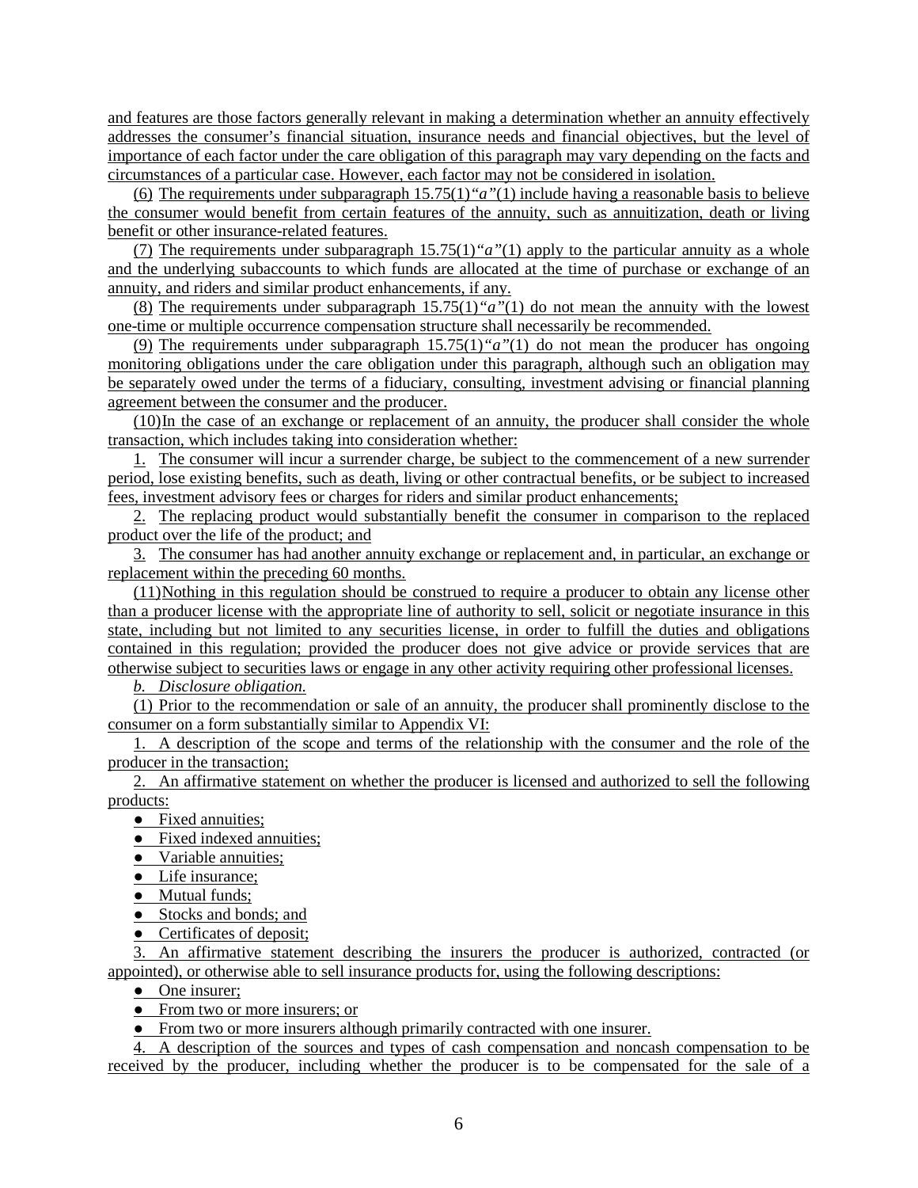and features are those factors generally relevant in making a determination whether an annuity effectively addresses the consumer's financial situation, insurance needs and financial objectives, but the level of importance of each factor under the care obligation of this paragraph may vary depending on the facts and circumstances of a particular case. However, each factor may not be considered in isolation.

(6) The requirements under subparagraph 15.75(1)*"a"*(1) include having a reasonable basis to believe the consumer would benefit from certain features of the annuity, such as annuitization, death or living benefit or other insurance-related features.

(7) The requirements under subparagraph 15.75(1)*"a"*(1) apply to the particular annuity as a whole and the underlying subaccounts to which funds are allocated at the time of purchase or exchange of an annuity, and riders and similar product enhancements, if any.

(8) The requirements under subparagraph 15.75(1)*"a"*(1) do not mean the annuity with the lowest one-time or multiple occurrence compensation structure shall necessarily be recommended.

(9) The requirements under subparagraph 15.75(1)*"a"*(1) do not mean the producer has ongoing monitoring obligations under the care obligation under this paragraph, although such an obligation may be separately owed under the terms of a fiduciary, consulting, investment advising or financial planning agreement between the consumer and the producer.

(10) In the case of an exchange or replacement of an annuity, the producer shall consider the whole transaction, which includes taking into consideration whether:

1. The consumer will incur a surrender charge, be subject to the commencement of a new surrender period, lose existing benefits, such as death, living or other contractual benefits, or be subject to increased fees, investment advisory fees or charges for riders and similar product enhancements;

2. The replacing product would substantially benefit the consumer in comparison to the replaced product over the life of the product; and

3. The consumer has had another annuity exchange or replacement and, in particular, an exchange or replacement within the preceding 60 months.

(11) Nothing in this regulation should be construed to require a producer to obtain any license other than a producer license with the appropriate line of authority to sell, solicit or negotiate insurance in this state, including but not limited to any securities license, in order to fulfill the duties and obligations contained in this regulation; provided the producer does not give advice or provide services that are otherwise subject to securities laws or engage in any other activity requiring other professional licenses.

*b. Disclosure obligation.*

(1) Prior to the recommendation or sale of an annuity, the producer shall prominently disclose to the consumer on a form substantially similar to Appendix VI:

1. A description of the scope and terms of the relationship with the consumer and the role of the producer in the transaction;

2. An affirmative statement on whether the producer is licensed and authorized to sell the following products:

- Fixed annuities;
- Fixed indexed annuities;
- Variable annuities;
- Life insurance;
- Mutual funds;
- Stocks and bonds; and
- Certificates of deposit;

3. An affirmative statement describing the insurers the producer is authorized, contracted (or appointed), or otherwise able to sell insurance products for, using the following descriptions:

- One insurer;
- From two or more insurers; or
- From two or more insurers although primarily contracted with one insurer.

4. A description of the sources and types of cash compensation and noncash compensation to be received by the producer, including whether the producer is to be compensated for the sale of a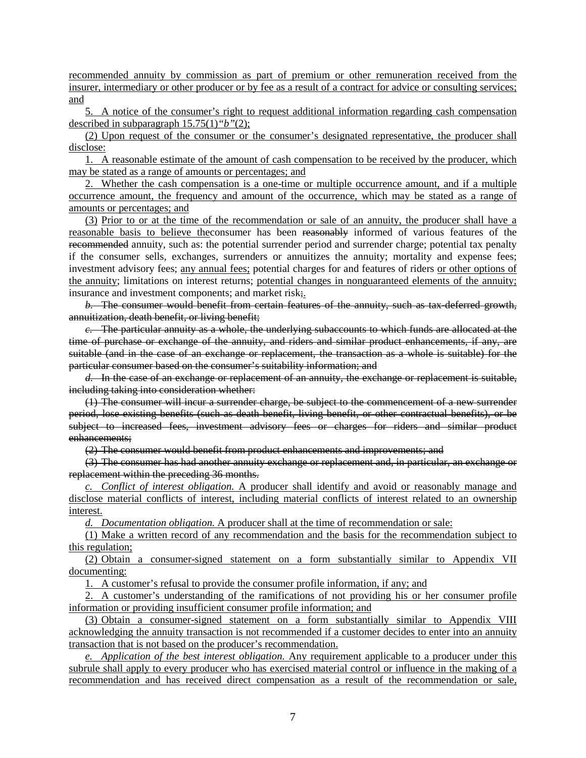recommended annuity by commission as part of premium or other remuneration received from the insurer, intermediary or other producer or by fee as a result of a contract for advice or consulting services; and

5. A notice of the consumer's right to request additional information regarding cash compensation described in subparagraph 15.75(1)*"b"*(2);

(2) Upon request of the consumer or the consumer's designated representative, the producer shall disclose:

1. A reasonable estimate of the amount of cash compensation to be received by the producer, which may be stated as a range of amounts or percentages; and

2. Whether the cash compensation is a one-time or multiple occurrence amount, and if a multiple occurrence amount, the frequency and amount of the occurrence, which may be stated as a range of amounts or percentages; and

(3) Prior to or at the time of the recommendation or sale of an annuity, the producer shall have a reasonable basis to believe the ~~consumer~~consumer has been ~~reasonably~~ informed of various features of the ~~recommended~~ annuity, such as: the potential surrender period and surrender charge; potential tax penalty if the consumer sells, exchanges, surrenders or annuitizes the annuity; mortality and expense fees; investment advisory fees; any annual fees; potential charges for and features of riders or other options of the annuity; limitations on interest returns; potential changes in nonguaranteed elements of the annuity; insurance and investment components; and market risk~~;~~.

~~*b.* The consumer would benefit from certain features of the annuity, such as tax-deferred growth, annuitization, death benefit, or living benefit;~~

~~*c.* The particular annuity as a whole, the underlying subaccounts to which funds are allocated at the time of purchase or exchange of the annuity, and riders and similar product enhancements, if any, are suitable (and in the case of an exchange or replacement, the transaction as a whole is suitable) for the particular consumer based on the consumer's suitability information; and~~

~~*d.* In the case of an exchange or replacement of an annuity, the exchange or replacement is suitable, including taking into consideration whether:~~

~~(1) The consumer will incur a surrender charge, be subject to the commencement of a new surrender period, lose existing benefits (such as death benefit, living benefit, or other contractual benefits), or be subject to increased fees, investment advisory fees or charges for riders and similar product enhancements;~~

~~(2) The consumer would benefit from product enhancements and improvements; and~~

~~(3) The consumer has had another annuity exchange or replacement and, in particular, an exchange or replacement within the preceding 36 months.~~

*c. Conflict of interest obligation.* A producer shall identify and avoid or reasonably manage and disclose material conflicts of interest, including material conflicts of interest related to an ownership interest.

*d. Documentation obligation.* A producer shall at the time of recommendation or sale:

(1) Make a written record of any recommendation and the basis for the recommendation subject to this regulation;

(2) Obtain a consumer-signed statement on a form substantially similar to Appendix VII documenting:

1. A customer's refusal to provide the consumer profile information, if any; and

2. A customer's understanding of the ramifications of not providing his or her consumer profile information or providing insufficient consumer profile information; and

(3) Obtain a consumer-signed statement on a form substantially similar to Appendix VIII acknowledging the annuity transaction is not recommended if a customer decides to enter into an annuity transaction that is not based on the producer's recommendation.

*e. Application of the best interest obligation.* Any requirement applicable to a producer under this subrule shall apply to every producer who has exercised material control or influence in the making of a recommendation and has received direct compensation as a result of the recommendation or sale,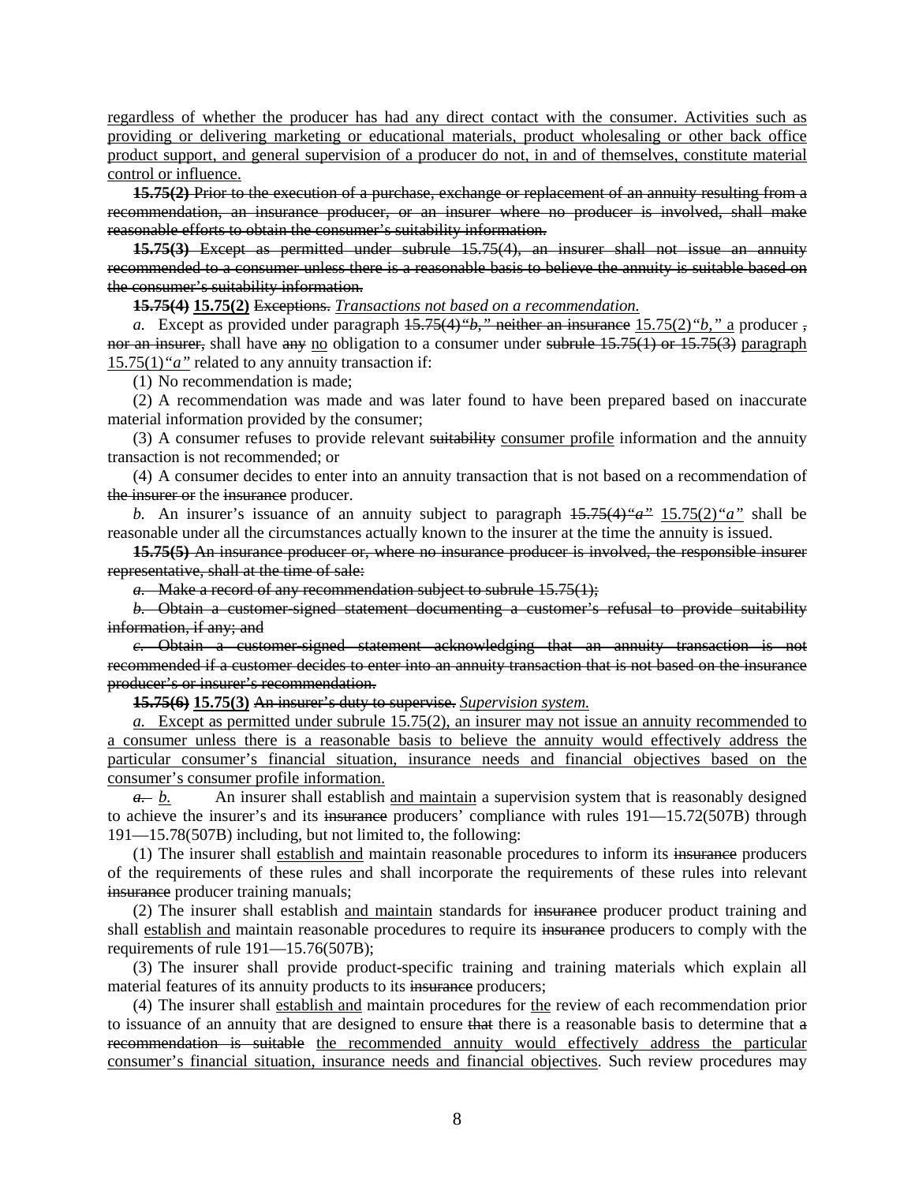<u>regardless of whether the producer has had any direct contact with the consumer. Activities such as providing or delivering marketing or educational materials, product wholesaling or other back office product support, and general supervision of a producer do not, in and of themselves, constitute material control or influence.</u>

~~**15.75(2)** Prior to the execution of a purchase, exchange or replacement of an annuity resulting from a recommendation, an insurance producer, or an insurer where no producer is involved, shall make reasonable efforts to obtain the consumer's suitability information.~~

~~**15.75(3)** Except as permitted under subrule 15.75(4), an insurer shall not issue an annuity recommended to a consumer unless there is a reasonable basis to believe the annuity is suitable based on the consumer's suitability information.~~

~~**15.75(4)**~~ <u>**15.75(2)**</u> ~~Exceptions.~~ <u>*Transactions not based on a recommendation.*</u>

*a.* Except as provided under paragraph ~~15.75(4)"*b*," neither an insurance~~ <u>15.75(2)"*b*," a</u> producer ~~,~~ ~~nor an insurer,~~ shall have ~~any~~ <u>no</u> obligation to a consumer under ~~subrule 15.75(1) or 15.75(3)~~ <u>paragraph 15.75(1)"*a*"</u> related to any annuity transaction if:

(1) No recommendation is made;

(2) A recommendation was made and was later found to have been prepared based on inaccurate material information provided by the consumer;

(3) A consumer refuses to provide relevant ~~suitability~~ <u>consumer profile</u> information and the annuity transaction is not recommended; or

(4) A consumer decides to enter into an annuity transaction that is not based on a recommendation of ~~the insurer or~~ the ~~insurance~~ producer.

*b.* An insurer's issuance of an annuity subject to paragraph ~~15.75(4)"*a*"~~ <u>15.75(2)"*a*"</u> shall be reasonable under all the circumstances actually known to the insurer at the time the annuity is issued.

~~**15.75(5)** An insurance producer or, where no insurance producer is involved, the responsible insurer representative, shall at the time of sale:~~

~~*a.* Make a record of any recommendation subject to subrule 15.75(1);~~

~~*b.* Obtain a customer-signed statement documenting a customer's refusal to provide suitability information, if any; and~~

~~*c.* Obtain a customer-signed statement acknowledging that an annuity transaction is not recommended if a customer decides to enter into an annuity transaction that is not based on the insurance producer's or insurer's recommendation.~~

~~**15.75(6)**~~ <u>**15.75(3)**</u> ~~An insurer's duty to supervise.~~ <u>*Supervision system.*</u>

<u>*a.* Except as permitted under subrule 15.75(2), an insurer may not issue an annuity recommended to a consumer unless there is a reasonable basis to believe the annuity would effectively address the particular consumer's financial situation, insurance needs and financial objectives based on the consumer's consumer profile information.</u>

~~*a.*~~ <u>*b.*</u> An insurer shall establish <u>and maintain</u> a supervision system that is reasonably designed to achieve the insurer's and its ~~insurance~~ producers' compliance with rules 191—15.72(507B) through 191—15.78(507B) including, but not limited to, the following:

(1) The insurer shall <u>establish and</u> maintain reasonable procedures to inform its ~~insurance~~ producers of the requirements of these rules and shall incorporate the requirements of these rules into relevant ~~insurance~~ producer training manuals;

(2) The insurer shall establish <u>and maintain</u> standards for ~~insurance~~ producer product training and shall <u>establish and</u> maintain reasonable procedures to require its ~~insurance~~ producers to comply with the requirements of rule 191—15.76(507B);

(3) The insurer shall provide product-specific training and training materials which explain all material features of its annuity products to its ~~insurance~~ producers;

(4) The insurer shall <u>establish and</u> maintain procedures for <u>the</u> review of each recommendation prior to issuance of an annuity that are designed to ensure ~~that~~ there is a reasonable basis to determine that ~~a recommendation is suitable~~ <u>the recommended annuity would effectively address the particular consumer's financial situation, insurance needs and financial objectives</u>. Such review procedures may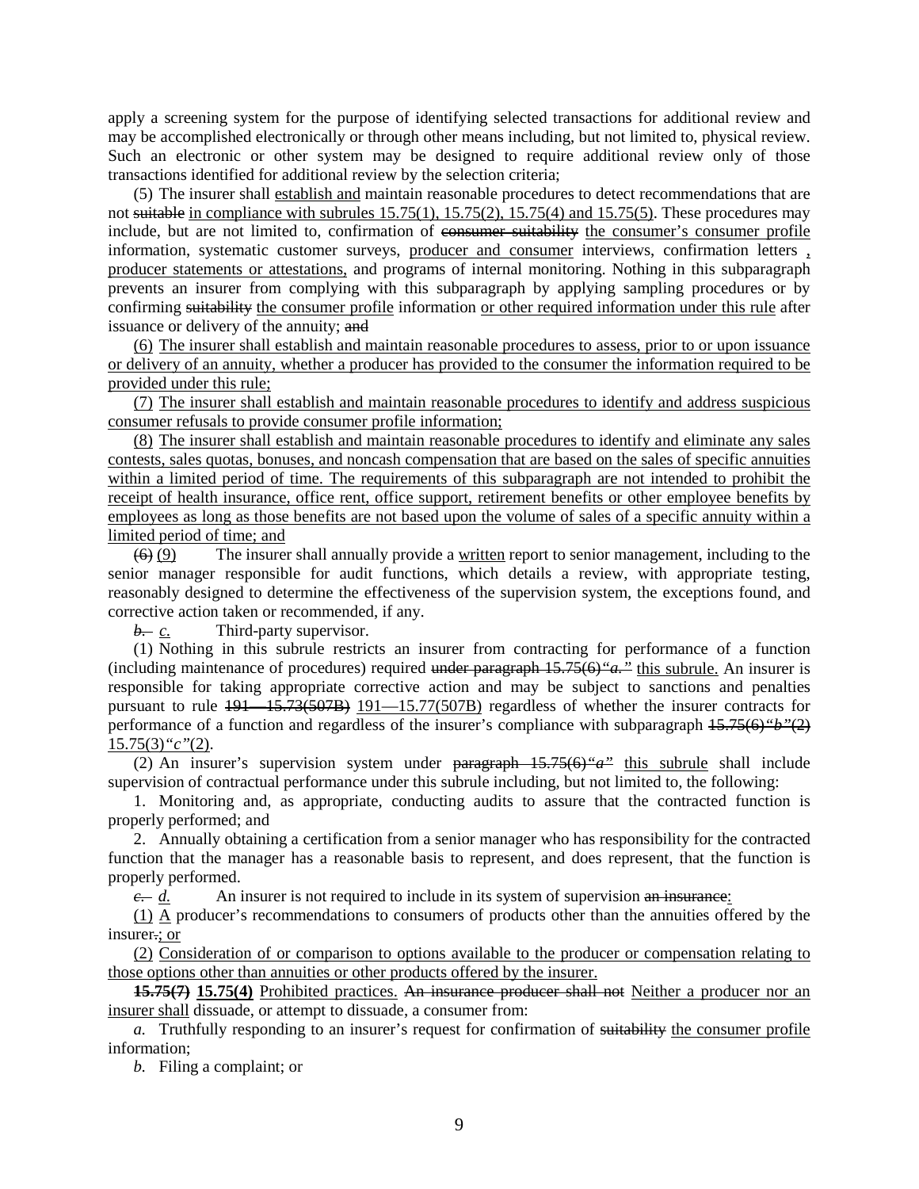apply a screening system for the purpose of identifying selected transactions for additional review and may be accomplished electronically or through other means including, but not limited to, physical review. Such an electronic or other system may be designed to require additional review only of those transactions identified for additional review by the selection criteria;

(5) The insurer shall establish and maintain reasonable procedures to detect recommendations that are not ~~suitable~~ in compliance with subrules 15.75(1), 15.75(2), 15.75(4) and 15.75(5). These procedures may include, but are not limited to, confirmation of ~~consumer suitability~~ the consumer's consumer profile information, systematic customer surveys, producer and consumer interviews, confirmation letters , producer statements or attestations, and programs of internal monitoring. Nothing in this subparagraph prevents an insurer from complying with this subparagraph by applying sampling procedures or by confirming ~~suitability~~ the consumer profile information or other required information under this rule after issuance or delivery of the annuity; ~~and~~

(6) The insurer shall establish and maintain reasonable procedures to assess, prior to or upon issuance or delivery of an annuity, whether a producer has provided to the consumer the information required to be provided under this rule;

(7) The insurer shall establish and maintain reasonable procedures to identify and address suspicious consumer refusals to provide consumer profile information;

(8) The insurer shall establish and maintain reasonable procedures to identify and eliminate any sales contests, sales quotas, bonuses, and noncash compensation that are based on the sales of specific annuities within a limited period of time. The requirements of this subparagraph are not intended to prohibit the receipt of health insurance, office rent, office support, retirement benefits or other employee benefits by employees as long as those benefits are not based upon the volume of sales of a specific annuity within a limited period of time; and

~~(6)~~ (9) The insurer shall annually provide a written report to senior management, including to the senior manager responsible for audit functions, which details a review, with appropriate testing, reasonably designed to determine the effectiveness of the supervision system, the exceptions found, and corrective action taken or recommended, if any.

~~*b.*~~ *c.* Third-party supervisor.

(1) Nothing in this subrule restricts an insurer from contracting for performance of a function (including maintenance of procedures) required ~~under paragraph 15.75(6)"*a.*"~~ this subrule. An insurer is responsible for taking appropriate corrective action and may be subject to sanctions and penalties pursuant to rule ~~191—15.73(507B)~~ 191—15.77(507B) regardless of whether the insurer contracts for performance of a function and regardless of the insurer's compliance with subparagraph ~~15.75(6)"*b*"(2)~~ 15.75(3)"*c*"(2).

(2) An insurer's supervision system under ~~paragraph 15.75(6)"*a*"~~ this subrule shall include supervision of contractual performance under this subrule including, but not limited to, the following:

1. Monitoring and, as appropriate, conducting audits to assure that the contracted function is properly performed; and

2. Annually obtaining a certification from a senior manager who has responsibility for the contracted function that the manager has a reasonable basis to represent, and does represent, that the function is properly performed.

~~*c.*~~ *d.* An insurer is not required to include in its system of supervision ~~an insurance~~:

(1) A producer's recommendations to consumers of products other than the annuities offered by the insurer~~.~~; or

(2) Consideration of or comparison to options available to the producer or compensation relating to those options other than annuities or other products offered by the insurer.

**~~15.75(7)~~ 15.75(4)** Prohibited practices. ~~An insurance producer shall not~~ Neither a producer nor an insurer shall dissuade, or attempt to dissuade, a consumer from:

*a.* Truthfully responding to an insurer's request for confirmation of ~~suitability~~ the consumer profile information;

*b.* Filing a complaint; or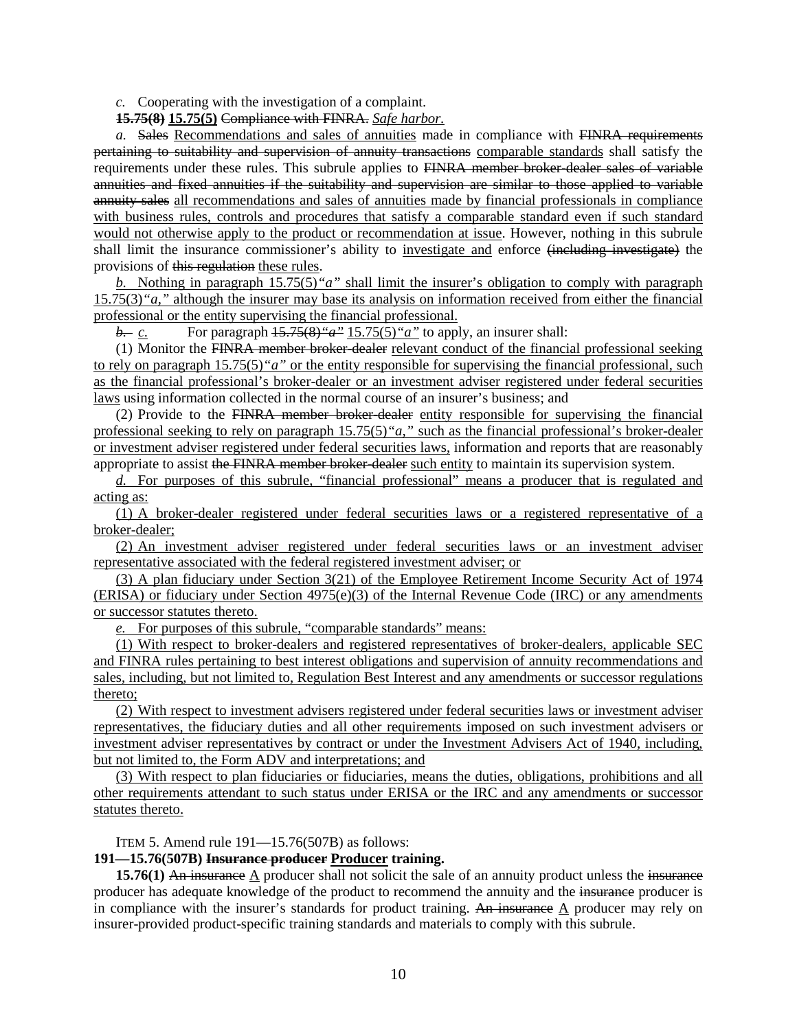*c.* Cooperating with the investigation of a complaint.

~~**15.75(8)**~~ **<u>15.75(5)</u>** ~~Compliance with FINRA.~~ *<u>Safe harbor.</u>*

*a.* ~~Sales~~ <u>Recommendations and sales of annuities</u> made in compliance with ~~FINRA requirements pertaining to suitability and supervision of annuity transactions~~ <u>comparable standards</u> shall satisfy the requirements under these rules. This subrule applies to ~~FINRA member broker-dealer sales of variable annuities and fixed annuities if the suitability and supervision are similar to those applied to variable annuity sales~~ <u>all recommendations and sales of annuities made by financial professionals in compliance with business rules, controls and procedures that satisfy a comparable standard even if such standard would not otherwise apply to the product or recommendation at issue</u>. However, nothing in this subrule shall limit the insurance commissioner's ability to <u>investigate and</u> enforce ~~(including investigate)~~ the provisions of ~~this regulation~~ <u>these rules</u>.

<u>*b.* Nothing in paragraph 15.75(5)*"a"* shall limit the insurer's obligation to comply with paragraph 15.75(3)*"a,"* although the insurer may base its analysis on information received from either the financial professional or the entity supervising the financial professional.</u>

~~*b.*~~ <u>*c.*</u> For paragraph ~~15.75(8)*"a"*~~ <u>15.75(5)*"a"*</u> to apply, an insurer shall:

(1) Monitor the ~~FINRA member broker-dealer~~ <u>relevant conduct of the financial professional seeking to rely on paragraph 15.75(5)*"a"* or the entity responsible for supervising the financial professional, such as the financial professional's broker-dealer or an investment adviser registered under federal securities laws</u> using information collected in the normal course of an insurer's business; and

(2) Provide to the ~~FINRA member broker-dealer~~ <u>entity responsible for supervising the financial professional seeking to rely on paragraph 15.75(5)*"a,"* such as the financial professional's broker-dealer or investment adviser registered under federal securities laws,</u> information and reports that are reasonably appropriate to assist ~~the FINRA member broker-dealer~~ <u>such entity</u> to maintain its supervision system.

<u>*d.* For purposes of this subrule, "financial professional" means a producer that is regulated and acting as:</u>

<u>(1) A broker-dealer registered under federal securities laws or a registered representative of a broker-dealer;</u>

<u>(2) An investment adviser registered under federal securities laws or an investment adviser representative associated with the federal registered investment adviser; or</u>

<u>(3) A plan fiduciary under Section 3(21) of the Employee Retirement Income Security Act of 1974 (ERISA) or fiduciary under Section 4975(e)(3) of the Internal Revenue Code (IRC) or any amendments or successor statutes thereto.</u>

<u>*e.* For purposes of this subrule, "comparable standards" means:</u>

<u>(1) With respect to broker-dealers and registered representatives of broker-dealers, applicable SEC and FINRA rules pertaining to best interest obligations and supervision of annuity recommendations and sales, including, but not limited to, Regulation Best Interest and any amendments or successor regulations thereto;</u>

<u>(2) With respect to investment advisers registered under federal securities laws or investment adviser representatives, the fiduciary duties and all other requirements imposed on such investment advisers or investment adviser representatives by contract or under the Investment Advisers Act of 1940, including, but not limited to, the Form ADV and interpretations; and</u>

<u>(3) With respect to plan fiduciaries or fiduciaries, means the duties, obligations, prohibitions and all other requirements attendant to such status under ERISA or the IRC and any amendments or successor statutes thereto.</u>

ITEM 5. Amend rule 191—15.76(507B) as follows:

**191—15.76(507B)** ~~**Insurance producer**~~ **<u>Producer</u> training.**

**15.76(1)** ~~An insurance~~ <u>A</u> producer shall not solicit the sale of an annuity product unless the ~~insurance~~ producer has adequate knowledge of the product to recommend the annuity and the ~~insurance~~ producer is in compliance with the insurer's standards for product training. ~~An insurance~~ <u>A</u> producer may rely on insurer-provided product-specific training standards and materials to comply with this subrule.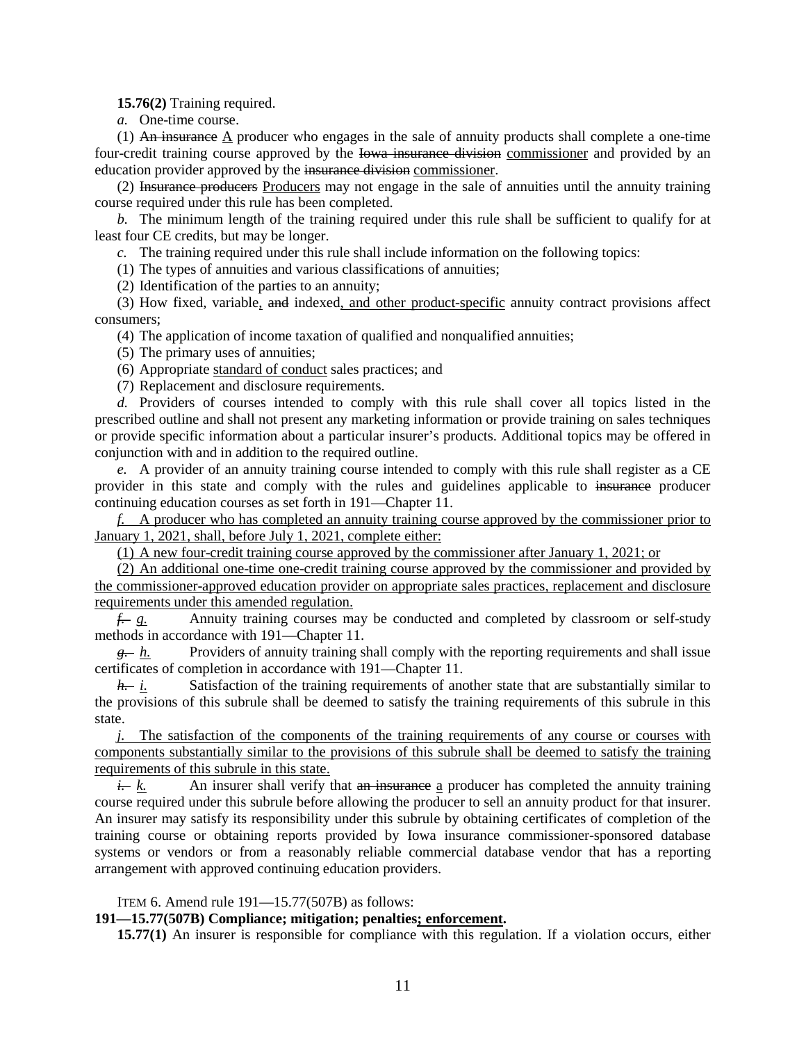**15.76(2)** Training required.

*a.* One-time course.

(1) ~~An insurance~~ A producer who engages in the sale of annuity products shall complete a one-time four-credit training course approved by the ~~Iowa insurance division~~ commissioner and provided by an education provider approved by the ~~insurance division~~ commissioner.

(2) ~~Insurance producers~~ Producers may not engage in the sale of annuities until the annuity training course required under this rule has been completed.

*b.* The minimum length of the training required under this rule shall be sufficient to qualify for at least four CE credits, but may be longer.

*c.* The training required under this rule shall include information on the following topics:

(1) The types of annuities and various classifications of annuities;

(2) Identification of the parties to an annuity;

(3) How fixed, variable, ~~and~~ indexed, and other product-specific annuity contract provisions affect consumers;

(4) The application of income taxation of qualified and nonqualified annuities;

(5) The primary uses of annuities;

(6) Appropriate standard of conduct sales practices; and

(7) Replacement and disclosure requirements.

*d.* Providers of courses intended to comply with this rule shall cover all topics listed in the prescribed outline and shall not present any marketing information or provide training on sales techniques or provide specific information about a particular insurer's products. Additional topics may be offered in conjunction with and in addition to the required outline.

*e.* A provider of an annuity training course intended to comply with this rule shall register as a CE provider in this state and comply with the rules and guidelines applicable to ~~insurance~~ producer continuing education courses as set forth in 191—Chapter 11.

*f.* A producer who has completed an annuity training course approved by the commissioner prior to January 1, 2021, shall, before July 1, 2021, complete either:

(1) A new four-credit training course approved by the commissioner after January 1, 2021; or

(2) An additional one-time one-credit training course approved by the commissioner and provided by the commissioner-approved education provider on appropriate sales practices, replacement and disclosure requirements under this amended regulation.

~~*f.*~~ *g.* Annuity training courses may be conducted and completed by classroom or self-study methods in accordance with 191—Chapter 11.

~~*g.*~~ *h.* Providers of annuity training shall comply with the reporting requirements and shall issue certificates of completion in accordance with 191—Chapter 11.

~~*h.*~~ *i.* Satisfaction of the training requirements of another state that are substantially similar to the provisions of this subrule shall be deemed to satisfy the training requirements of this subrule in this state.

*j.* The satisfaction of the components of the training requirements of any course or courses with components substantially similar to the provisions of this subrule shall be deemed to satisfy the training requirements of this subrule in this state.

~~*i.*~~ *k.* An insurer shall verify that ~~an insurance~~ a producer has completed the annuity training course required under this subrule before allowing the producer to sell an annuity product for that insurer. An insurer may satisfy its responsibility under this subrule by obtaining certificates of completion of the training course or obtaining reports provided by Iowa insurance commissioner-sponsored database systems or vendors or from a reasonably reliable commercial database vendor that has a reporting arrangement with approved continuing education providers.

ITEM 6. Amend rule 191—15.77(507B) as follows:

**191—15.77(507B) Compliance; mitigation; penalties; enforcement.**

**15.77(1)** An insurer is responsible for compliance with this regulation. If a violation occurs, either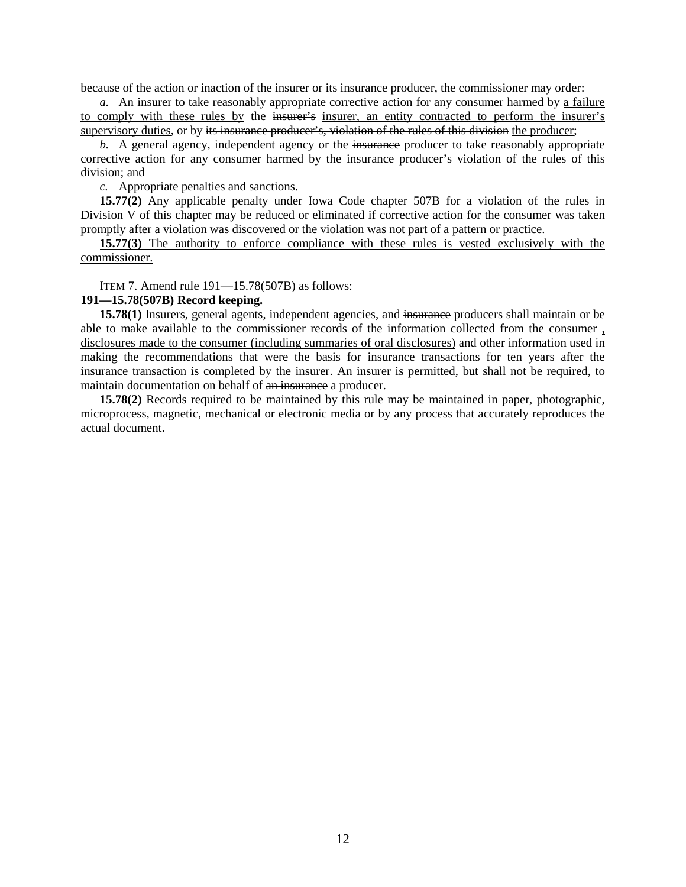because of the action or inaction of the insurer or its ~~insurance~~ producer, the commissioner may order:

*a.* An insurer to take reasonably appropriate corrective action for any consumer harmed by <u>a failure to comply with these rules by</u> the ~~insurer's~~ <u>insurer, an entity contracted to perform the insurer's supervisory duties</u>, or by ~~its insurance producer's, violation of the rules of this division~~ <u>the producer</u>;

*b.* A general agency, independent agency or the ~~insurance~~ producer to take reasonably appropriate corrective action for any consumer harmed by the ~~insurance~~ producer's violation of the rules of this division; and

*c.* Appropriate penalties and sanctions.

**15.77(2)** Any applicable penalty under Iowa Code chapter 507B for a violation of the rules in Division V of this chapter may be reduced or eliminated if corrective action for the consumer was taken promptly after a violation was discovered or the violation was not part of a pattern or practice.

<u>**15.77(3)** The authority to enforce compliance with these rules is vested exclusively with the commissioner.</u>

ITEM 7. Amend rule 191—15.78(507B) as follows:

**191—15.78(507B) Record keeping.**

**15.78(1)** Insurers, general agents, independent agencies, and ~~insurance~~ producers shall maintain or be able to make available to the commissioner records of the information collected from the consumer <u>, disclosures made to the consumer (including summaries of oral disclosures)</u> and other information used in making the recommendations that were the basis for insurance transactions for ten years after the insurance transaction is completed by the insurer. An insurer is permitted, but shall not be required, to maintain documentation on behalf of ~~an insurance~~ <u>a</u> producer.

**15.78(2)** Records required to be maintained by this rule may be maintained in paper, photographic, microprocess, magnetic, mechanical or electronic media or by any process that accurately reproduces the actual document.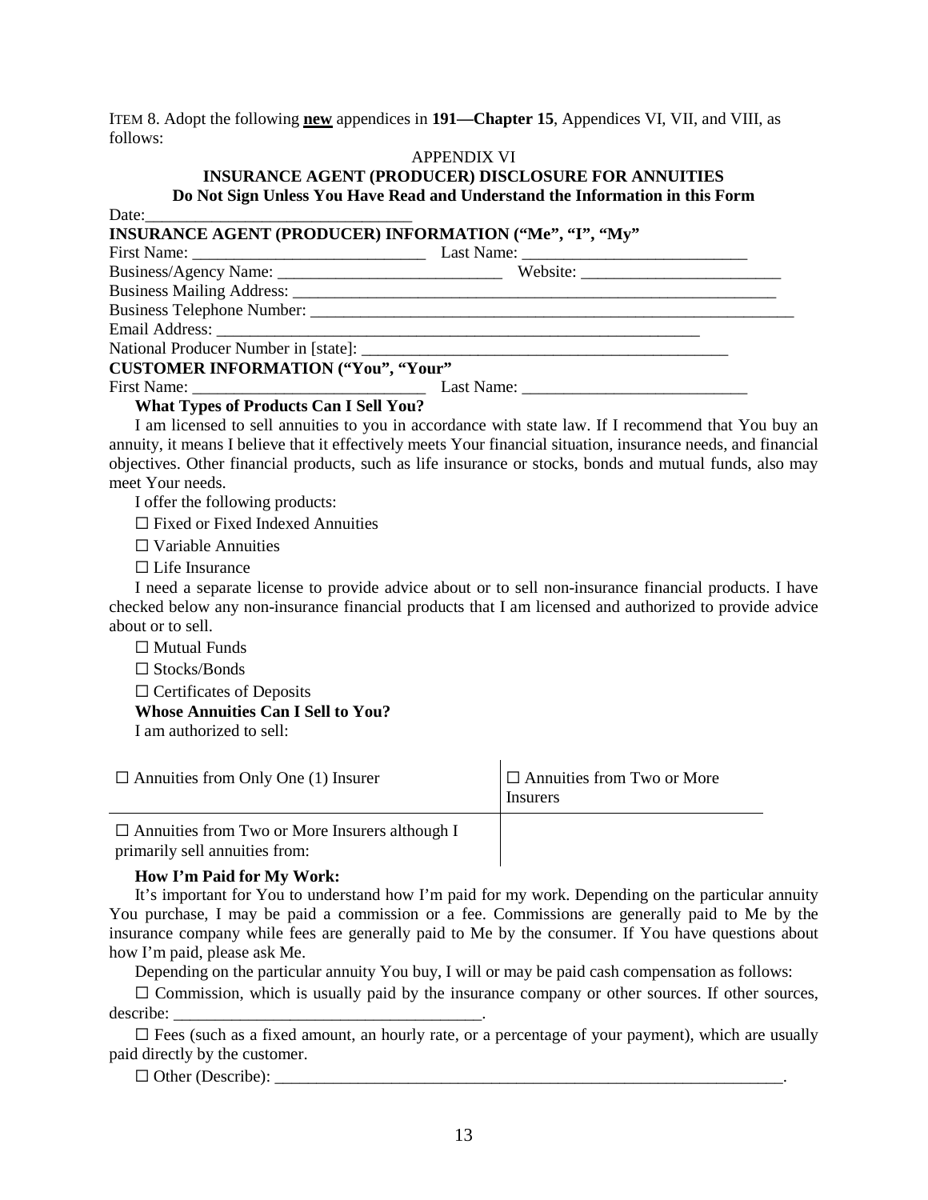ITEM 8. Adopt the following **new** appendices in **191—Chapter 15**, Appendices VI, VII, and VIII, as follows:

APPENDIX VI

**INSURANCE AGENT (PRODUCER) DISCLOSURE FOR ANNUITIES**

**Do Not Sign Unless You Have Read and Understand the Information in this Form**

Date:________________________________

**INSURANCE AGENT (PRODUCER) INFORMATION ("Me", "I", "My"**

First Name: _____________________________ Last Name: ____________________________

Business/Agency Name: ___________________________ Website: ________________________

Business Mailing Address: ______________________________________________________________

Business Telephone Number: ____________________________________________________________

Email Address: ___________________________________________________________

National Producer Number in [state]: ____________________________________________

**CUSTOMER INFORMATION ("You", "Your"**

First Name: _____________________________ Last Name: ____________________________

**What Types of Products Can I Sell You?**

I am licensed to sell annuities to you in accordance with state law. If I recommend that You buy an annuity, it means I believe that it effectively meets Your financial situation, insurance needs, and financial objectives. Other financial products, such as life insurance or stocks, bonds and mutual funds, also may meet Your needs.

I offer the following products:

☐ Fixed or Fixed Indexed Annuities

☐ Variable Annuities

☐ Life Insurance

I need a separate license to provide advice about or to sell non-insurance financial products. I have checked below any non-insurance financial products that I am licensed and authorized to provide advice about or to sell.

☐ Mutual Funds

☐ Stocks/Bonds

☐ Certificates of Deposits

**Whose Annuities Can I Sell to You?**

I am authorized to sell:

| ☐ Annuities from Only One (1) Insurer | ☐ Annuities from Two or More Insurers |
|---|---|
| ☐ Annuities from Two or More Insurers although I primarily sell annuities from: | |

**How I'm Paid for My Work:**

It's important for You to understand how I'm paid for my work. Depending on the particular annuity You purchase, I may be paid a commission or a fee. Commissions are generally paid to Me by the insurance company while fees are generally paid to Me by the consumer. If You have questions about how I'm paid, please ask Me.

Depending on the particular annuity You buy, I will or may be paid cash compensation as follows:

☐ Commission, which is usually paid by the insurance company or other sources. If other sources, describe: _____________________________________.

☐ Fees (such as a fixed amount, an hourly rate, or a percentage of your payment), which are usually paid directly by the customer.

☐ Other (Describe): _______________________________________________________________.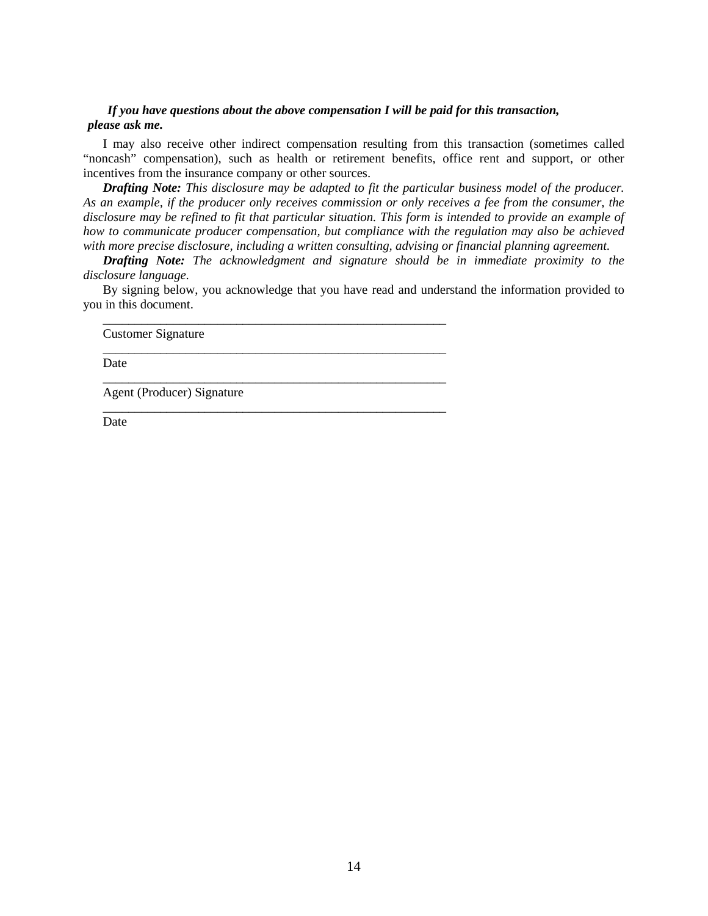***If you have questions about the above compensation I will be paid for this transaction, please ask me.***

I may also receive other indirect compensation resulting from this transaction (sometimes called "noncash" compensation), such as health or retirement benefits, office rent and support, or other incentives from the insurance company or other sources.

***Drafting Note:*** *This disclosure may be adapted to fit the particular business model of the producer. As an example, if the producer only receives commission or only receives a fee from the consumer, the disclosure may be refined to fit that particular situation. This form is intended to provide an example of how to communicate producer compensation, but compliance with the regulation may also be achieved with more precise disclosure, including a written consulting, advising or financial planning agreement.*

***Drafting Note:*** *The acknowledgment and signature should be in immediate proximity to the disclosure language.*

By signing below, you acknowledge that you have read and understand the information provided to you in this document.

\_\_\_\_\_\_\_\_\_\_\_\_\_\_\_\_\_\_\_\_\_\_\_\_\_\_\_\_\_\_\_\_\_\_\_\_\_\_\_\_\_\_\_\_\_\_\_\_\_\_\_\_\_\_\_\_

Customer Signature

\_\_\_\_\_\_\_\_\_\_\_\_\_\_\_\_\_\_\_\_\_\_\_\_\_\_\_\_\_\_\_\_\_\_\_\_\_\_\_\_\_\_\_\_\_\_\_\_\_\_\_\_\_\_\_\_

Date

\_\_\_\_\_\_\_\_\_\_\_\_\_\_\_\_\_\_\_\_\_\_\_\_\_\_\_\_\_\_\_\_\_\_\_\_\_\_\_\_\_\_\_\_\_\_\_\_\_\_\_\_\_\_\_\_

Agent (Producer) Signature

\_\_\_\_\_\_\_\_\_\_\_\_\_\_\_\_\_\_\_\_\_\_\_\_\_\_\_\_\_\_\_\_\_\_\_\_\_\_\_\_\_\_\_\_\_\_\_\_\_\_\_\_\_\_\_\_

Date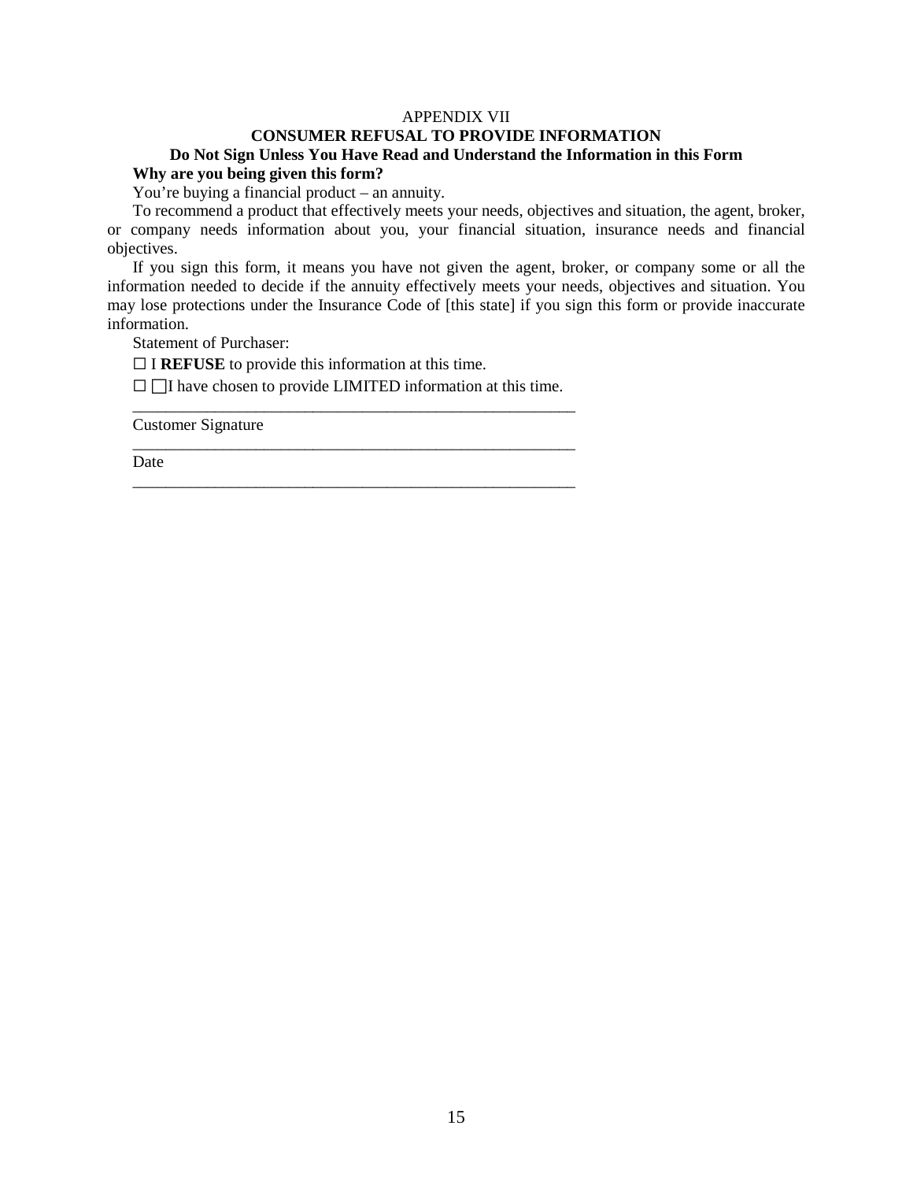APPENDIX VII

**CONSUMER REFUSAL TO PROVIDE INFORMATION**

**Do Not Sign Unless You Have Read and Understand the Information in this Form**

**Why are you being given this form?**

You're buying a financial product – an annuity.

To recommend a product that effectively meets your needs, objectives and situation, the agent, broker, or company needs information about you, your financial situation, insurance needs and financial objectives.

If you sign this form, it means you have not given the agent, broker, or company some or all the information needed to decide if the annuity effectively meets your needs, objectives and situation. You may lose protections under the Insurance Code of [this state] if you sign this form or provide inaccurate information.

Statement of Purchaser:

☐ I **REFUSE** to provide this information at this time.

☐ ☐I have chosen to provide LIMITED information at this time.

\_\_\_\_\_\_\_\_\_\_\_\_\_\_\_\_\_\_\_\_\_\_\_\_\_\_\_\_\_\_\_\_\_\_\_\_\_\_\_\_\_\_\_\_\_\_\_\_\_\_\_\_\_\_\_\_

Customer Signature

\_\_\_\_\_\_\_\_\_\_\_\_\_\_\_\_\_\_\_\_\_\_\_\_\_\_\_\_\_\_\_\_\_\_\_\_\_\_\_\_\_\_\_\_\_\_\_\_\_\_\_\_\_\_\_\_

Date

\_\_\_\_\_\_\_\_\_\_\_\_\_\_\_\_\_\_\_\_\_\_\_\_\_\_\_\_\_\_\_\_\_\_\_\_\_\_\_\_\_\_\_\_\_\_\_\_\_\_\_\_\_\_\_\_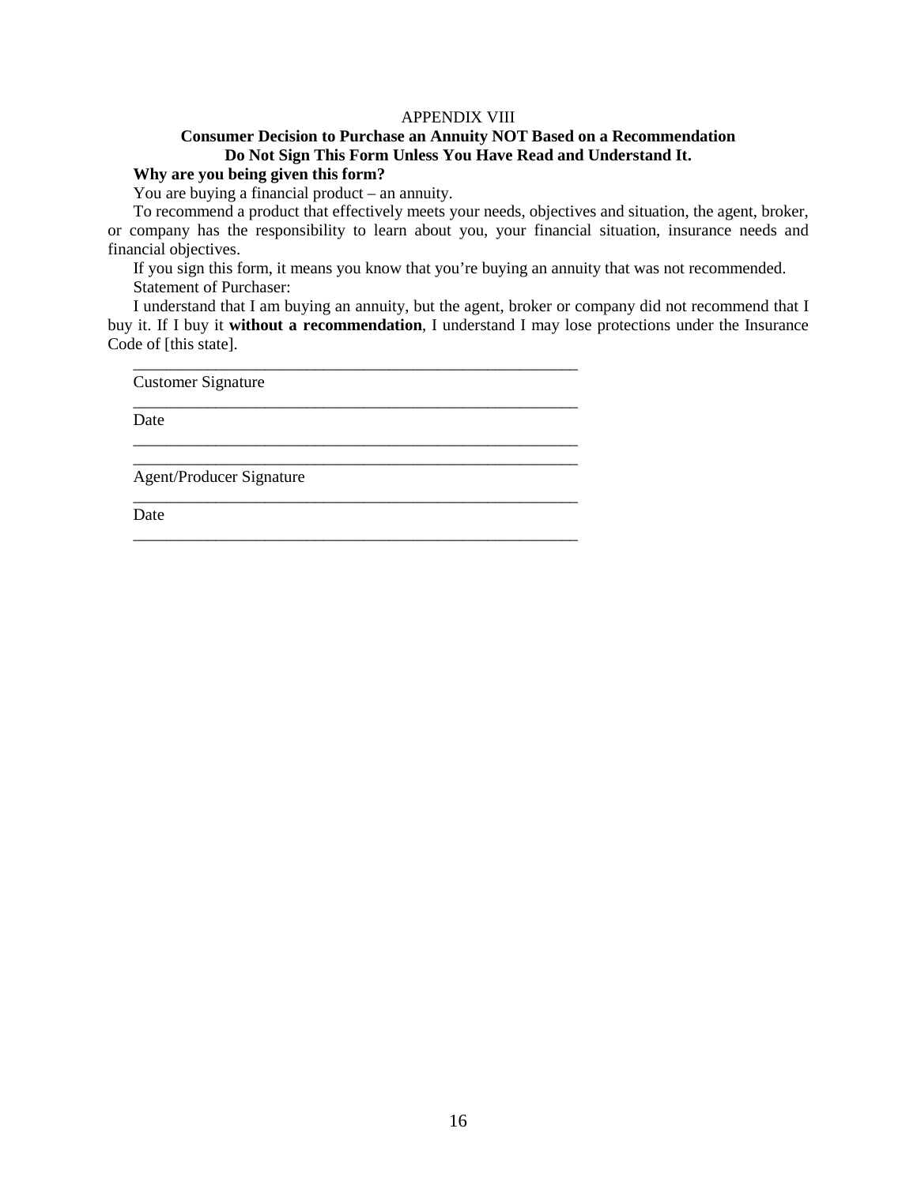APPENDIX VIII

**Consumer Decision to Purchase an Annuity NOT Based on a Recommendation**

**Do Not Sign This Form Unless You Have Read and Understand It.**

**Why are you being given this form?**

You are buying a financial product – an annuity.

To recommend a product that effectively meets your needs, objectives and situation, the agent, broker, or company has the responsibility to learn about you, your financial situation, insurance needs and financial objectives.

If you sign this form, it means you know that you're buying an annuity that was not recommended.

Statement of Purchaser:

I understand that I am buying an annuity, but the agent, broker or company did not recommend that I buy it. If I buy it **without a recommendation**, I understand I may lose protections under the Insurance Code of [this state].

________________________________________________________

Customer Signature

________________________________________________________

Date

________________________________________________________

________________________________________________________

Agent/Producer Signature

________________________________________________________

Date

________________________________________________________